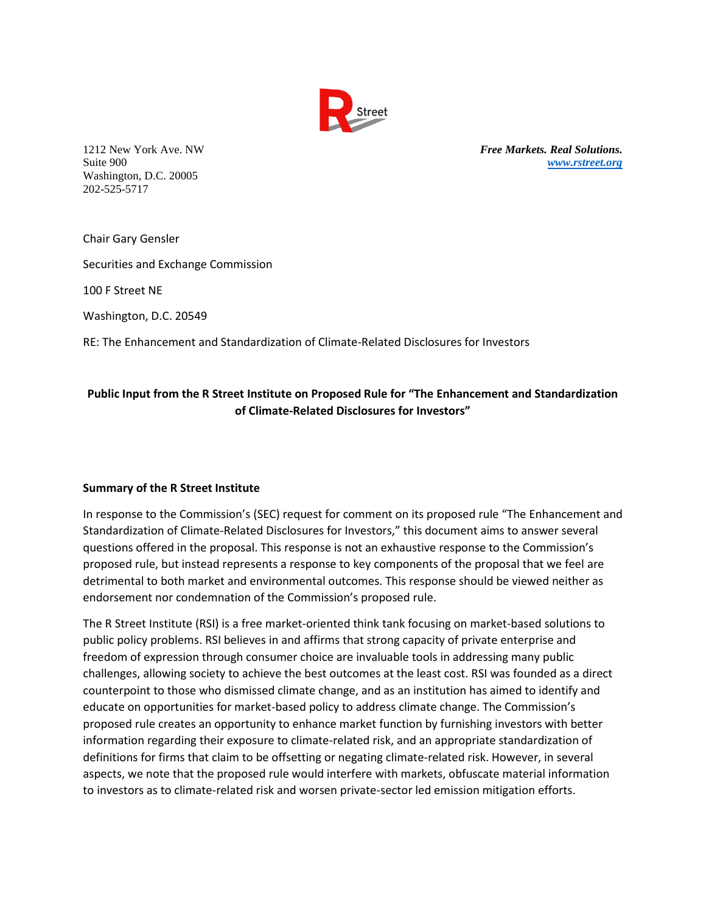1212 New York Ave. NW
Suite 900
Washington, D.C. 20005
202-525-5717

***Free Markets. Real Solutions.***
***www.rstreet.org***

Chair Gary Gensler

Securities and Exchange Commission

100 F Street NE

Washington, D.C. 20549

RE: The Enhancement and Standardization of Climate-Related Disclosures for Investors

**Public Input from the R Street Institute on Proposed Rule for "The Enhancement and Standardization of Climate-Related Disclosures for Investors"**

**Summary of the R Street Institute**

In response to the Commission's (SEC) request for comment on its proposed rule "The Enhancement and Standardization of Climate-Related Disclosures for Investors," this document aims to answer several questions offered in the proposal. This response is not an exhaustive response to the Commission's proposed rule, but instead represents a response to key components of the proposal that we feel are detrimental to both market and environmental outcomes. This response should be viewed neither as endorsement nor condemnation of the Commission's proposed rule.

The R Street Institute (RSI) is a free market-oriented think tank focusing on market-based solutions to public policy problems. RSI believes in and affirms that strong capacity of private enterprise and freedom of expression through consumer choice are invaluable tools in addressing many public challenges, allowing society to achieve the best outcomes at the least cost. RSI was founded as a direct counterpoint to those who dismissed climate change, and as an institution has aimed to identify and educate on opportunities for market-based policy to address climate change. The Commission's proposed rule creates an opportunity to enhance market function by furnishing investors with better information regarding their exposure to climate-related risk, and an appropriate standardization of definitions for firms that claim to be offsetting or negating climate-related risk. However, in several aspects, we note that the proposed rule would interfere with markets, obfuscate material information to investors as to climate-related risk and worsen private-sector led emission mitigation efforts.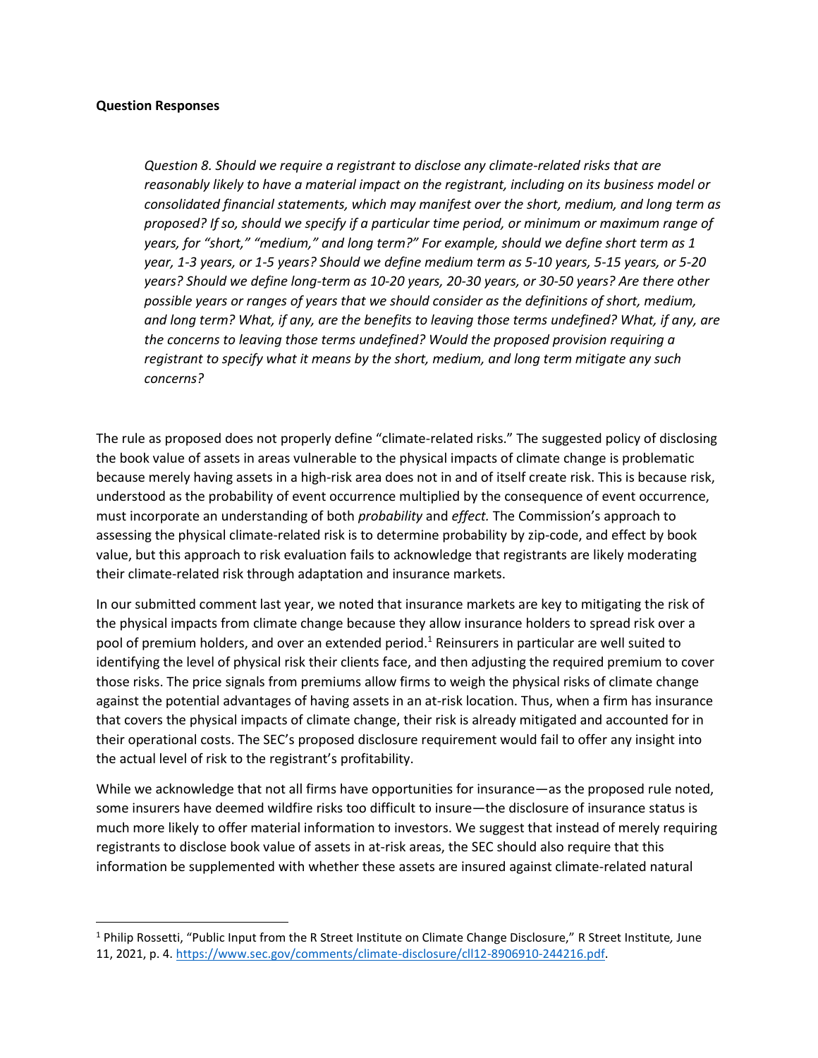**Question Responses**

> *Question 8. Should we require a registrant to disclose any climate-related risks that are reasonably likely to have a material impact on the registrant, including on its business model or consolidated financial statements, which may manifest over the short, medium, and long term as proposed? If so, should we specify if a particular time period, or minimum or maximum range of years, for "short," "medium," and long term?" For example, should we define short term as 1 year, 1-3 years, or 1-5 years? Should we define medium term as 5-10 years, 5-15 years, or 5-20 years? Should we define long-term as 10-20 years, 20-30 years, or 30-50 years? Are there other possible years or ranges of years that we should consider as the definitions of short, medium, and long term? What, if any, are the benefits to leaving those terms undefined? What, if any, are the concerns to leaving those terms undefined? Would the proposed provision requiring a registrant to specify what it means by the short, medium, and long term mitigate any such concerns?*

The rule as proposed does not properly define "climate-related risks." The suggested policy of disclosing the book value of assets in areas vulnerable to the physical impacts of climate change is problematic because merely having assets in a high-risk area does not in and of itself create risk. This is because risk, understood as the probability of event occurrence multiplied by the consequence of event occurrence, must incorporate an understanding of both *probability* and *effect.* The Commission's approach to assessing the physical climate-related risk is to determine probability by zip-code, and effect by book value, but this approach to risk evaluation fails to acknowledge that registrants are likely moderating their climate-related risk through adaptation and insurance markets.

In our submitted comment last year, we noted that insurance markets are key to mitigating the risk of the physical impacts from climate change because they allow insurance holders to spread risk over a pool of premium holders, and over an extended period.[1] Reinsurers in particular are well suited to identifying the level of physical risk their clients face, and then adjusting the required premium to cover those risks. The price signals from premiums allow firms to weigh the physical risks of climate change against the potential advantages of having assets in an at-risk location. Thus, when a firm has insurance that covers the physical impacts of climate change, their risk is already mitigated and accounted for in their operational costs. The SEC's proposed disclosure requirement would fail to offer any insight into the actual level of risk to the registrant's profitability.

While we acknowledge that not all firms have opportunities for insurance—as the proposed rule noted, some insurers have deemed wildfire risks too difficult to insure—the disclosure of insurance status is much more likely to offer material information to investors. We suggest that instead of merely requiring registrants to disclose book value of assets in at-risk areas, the SEC should also require that this information be supplemented with whether these assets are insured against climate-related natural

---

[1] Philip Rossetti, "Public Input from the R Street Institute on Climate Change Disclosure," R Street Institute, June 11, 2021, p. 4. https://www.sec.gov/comments/climate-disclosure/cll12-8906910-244216.pdf.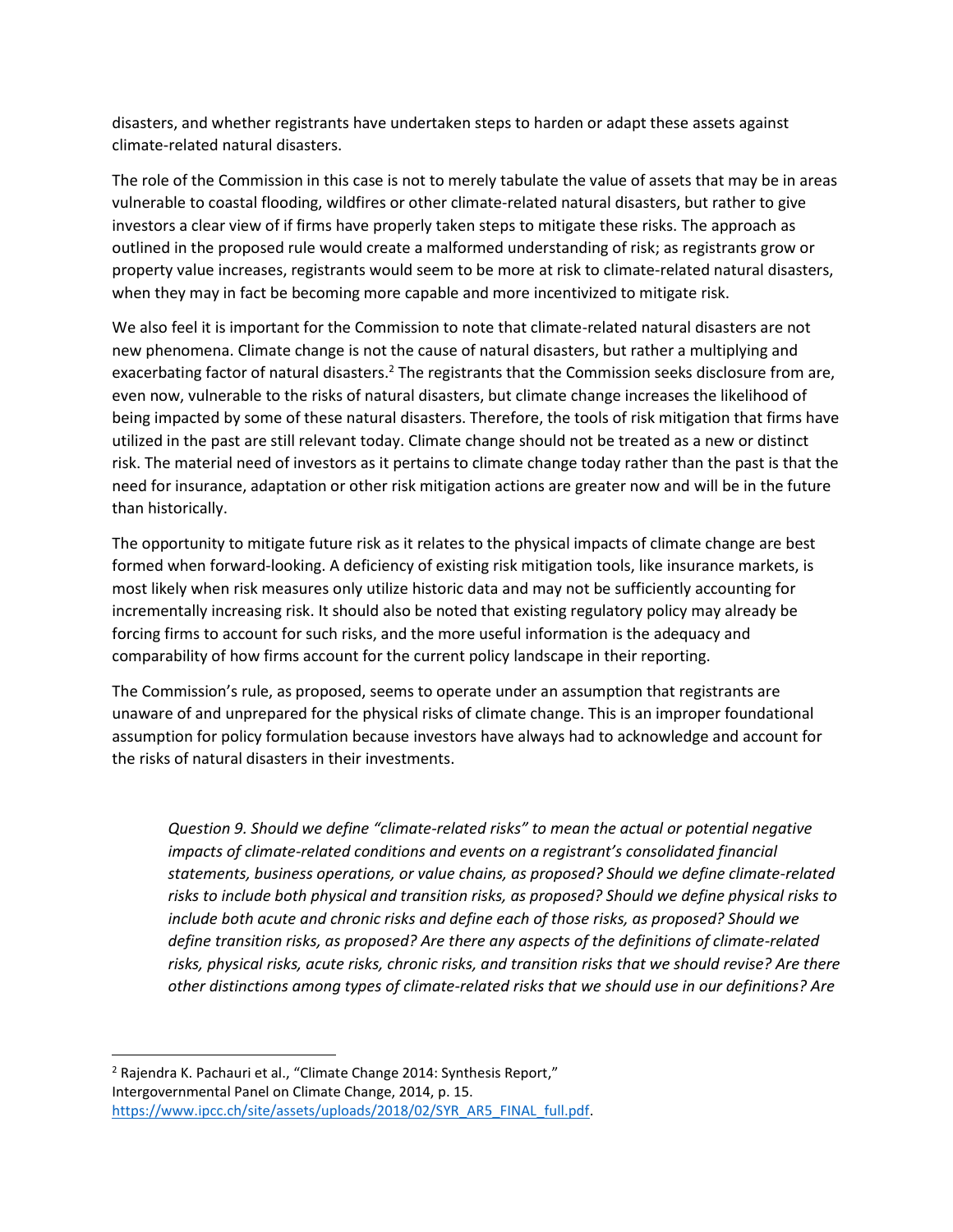disasters, and whether registrants have undertaken steps to harden or adapt these assets against climate-related natural disasters.

The role of the Commission in this case is not to merely tabulate the value of assets that may be in areas vulnerable to coastal flooding, wildfires or other climate-related natural disasters, but rather to give investors a clear view of if firms have properly taken steps to mitigate these risks. The approach as outlined in the proposed rule would create a malformed understanding of risk; as registrants grow or property value increases, registrants would seem to be more at risk to climate-related natural disasters, when they may in fact be becoming more capable and more incentivized to mitigate risk.

We also feel it is important for the Commission to note that climate-related natural disasters are not new phenomena. Climate change is not the cause of natural disasters, but rather a multiplying and exacerbating factor of natural disasters.[2] The registrants that the Commission seeks disclosure from are, even now, vulnerable to the risks of natural disasters, but climate change increases the likelihood of being impacted by some of these natural disasters. Therefore, the tools of risk mitigation that firms have utilized in the past are still relevant today. Climate change should not be treated as a new or distinct risk. The material need of investors as it pertains to climate change today rather than the past is that the need for insurance, adaptation or other risk mitigation actions are greater now and will be in the future than historically.

The opportunity to mitigate future risk as it relates to the physical impacts of climate change are best formed when forward-looking. A deficiency of existing risk mitigation tools, like insurance markets, is most likely when risk measures only utilize historic data and may not be sufficiently accounting for incrementally increasing risk. It should also be noted that existing regulatory policy may already be forcing firms to account for such risks, and the more useful information is the adequacy and comparability of how firms account for the current policy landscape in their reporting.

The Commission's rule, as proposed, seems to operate under an assumption that registrants are unaware of and unprepared for the physical risks of climate change. This is an improper foundational assumption for policy formulation because investors have always had to acknowledge and account for the risks of natural disasters in their investments.

> *Question 9. Should we define "climate-related risks" to mean the actual or potential negative impacts of climate-related conditions and events on a registrant's consolidated financial statements, business operations, or value chains, as proposed? Should we define climate-related risks to include both physical and transition risks, as proposed? Should we define physical risks to include both acute and chronic risks and define each of those risks, as proposed? Should we define transition risks, as proposed? Are there any aspects of the definitions of climate-related risks, physical risks, acute risks, chronic risks, and transition risks that we should revise? Are there other distinctions among types of climate-related risks that we should use in our definitions? Are*

---

[2] Rajendra K. Pachauri et al., "Climate Change 2014: Synthesis Report," Intergovernmental Panel on Climate Change, 2014, p. 15. https://www.ipcc.ch/site/assets/uploads/2018/02/SYR_AR5_FINAL_full.pdf.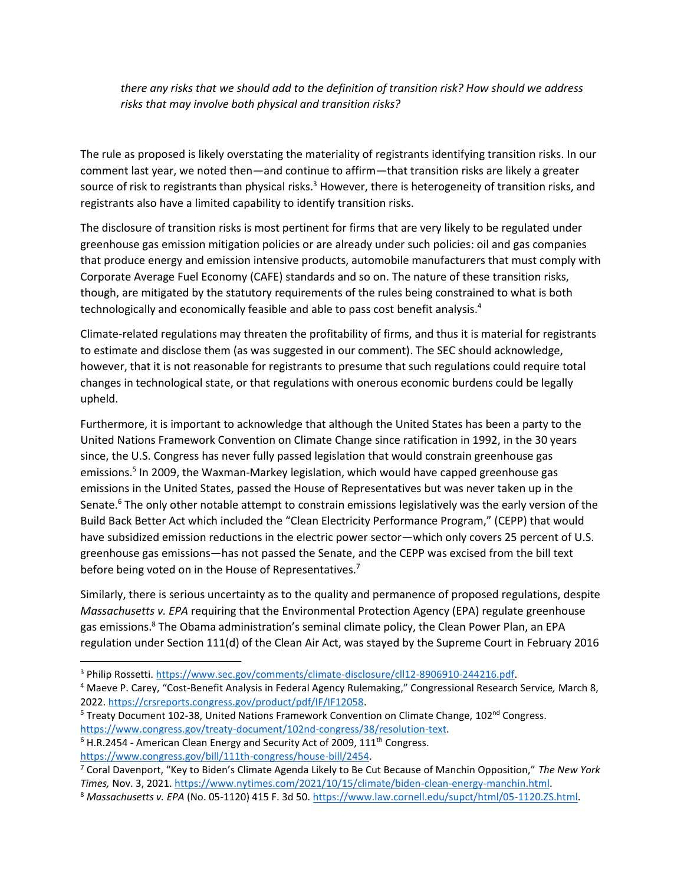*there any risks that we should add to the definition of transition risk? How should we address risks that may involve both physical and transition risks?*

The rule as proposed is likely overstating the materiality of registrants identifying transition risks. In our comment last year, we noted then—and continue to affirm—that transition risks are likely a greater source of risk to registrants than physical risks.[3] However, there is heterogeneity of transition risks, and registrants also have a limited capability to identify transition risks.

The disclosure of transition risks is most pertinent for firms that are very likely to be regulated under greenhouse gas emission mitigation policies or are already under such policies: oil and gas companies that produce energy and emission intensive products, automobile manufacturers that must comply with Corporate Average Fuel Economy (CAFE) standards and so on. The nature of these transition risks, though, are mitigated by the statutory requirements of the rules being constrained to what is both technologically and economically feasible and able to pass cost benefit analysis.[4]

Climate-related regulations may threaten the profitability of firms, and thus it is material for registrants to estimate and disclose them (as was suggested in our comment). The SEC should acknowledge, however, that it is not reasonable for registrants to presume that such regulations could require total changes in technological state, or that regulations with onerous economic burdens could be legally upheld.

Furthermore, it is important to acknowledge that although the United States has been a party to the United Nations Framework Convention on Climate Change since ratification in 1992, in the 30 years since, the U.S. Congress has never fully passed legislation that would constrain greenhouse gas emissions.[5] In 2009, the Waxman-Markey legislation, which would have capped greenhouse gas emissions in the United States, passed the House of Representatives but was never taken up in the Senate.[6] The only other notable attempt to constrain emissions legislatively was the early version of the Build Back Better Act which included the "Clean Electricity Performance Program," (CEPP) that would have subsidized emission reductions in the electric power sector—which only covers 25 percent of U.S. greenhouse gas emissions—has not passed the Senate, and the CEPP was excised from the bill text before being voted on in the House of Representatives.[7]

Similarly, there is serious uncertainty as to the quality and permanence of proposed regulations, despite *Massachusetts v. EPA* requiring that the Environmental Protection Agency (EPA) regulate greenhouse gas emissions.[8] The Obama administration's seminal climate policy, the Clean Power Plan, an EPA regulation under Section 111(d) of the Clean Air Act, was stayed by the Supreme Court in February 2016

---

[3] Philip Rossetti. https://www.sec.gov/comments/climate-disclosure/cll12-8906910-244216.pdf.

[4] Maeve P. Carey, "Cost-Benefit Analysis in Federal Agency Rulemaking," Congressional Research Service, March 8, 2022. https://crsreports.congress.gov/product/pdf/IF/IF12058.

[5] Treaty Document 102-38, United Nations Framework Convention on Climate Change, 102nd Congress. https://www.congress.gov/treaty-document/102nd-congress/38/resolution-text.

[6] H.R.2454 - American Clean Energy and Security Act of 2009, 111th Congress. https://www.congress.gov/bill/111th-congress/house-bill/2454.

[7] Coral Davenport, "Key to Biden's Climate Agenda Likely to Be Cut Because of Manchin Opposition," *The New York Times,* Nov. 3, 2021. https://www.nytimes.com/2021/10/15/climate/biden-clean-energy-manchin.html.

[8] *Massachusetts v. EPA* (No. 05-1120) 415 F. 3d 50. https://www.law.cornell.edu/supct/html/05-1120.ZS.html.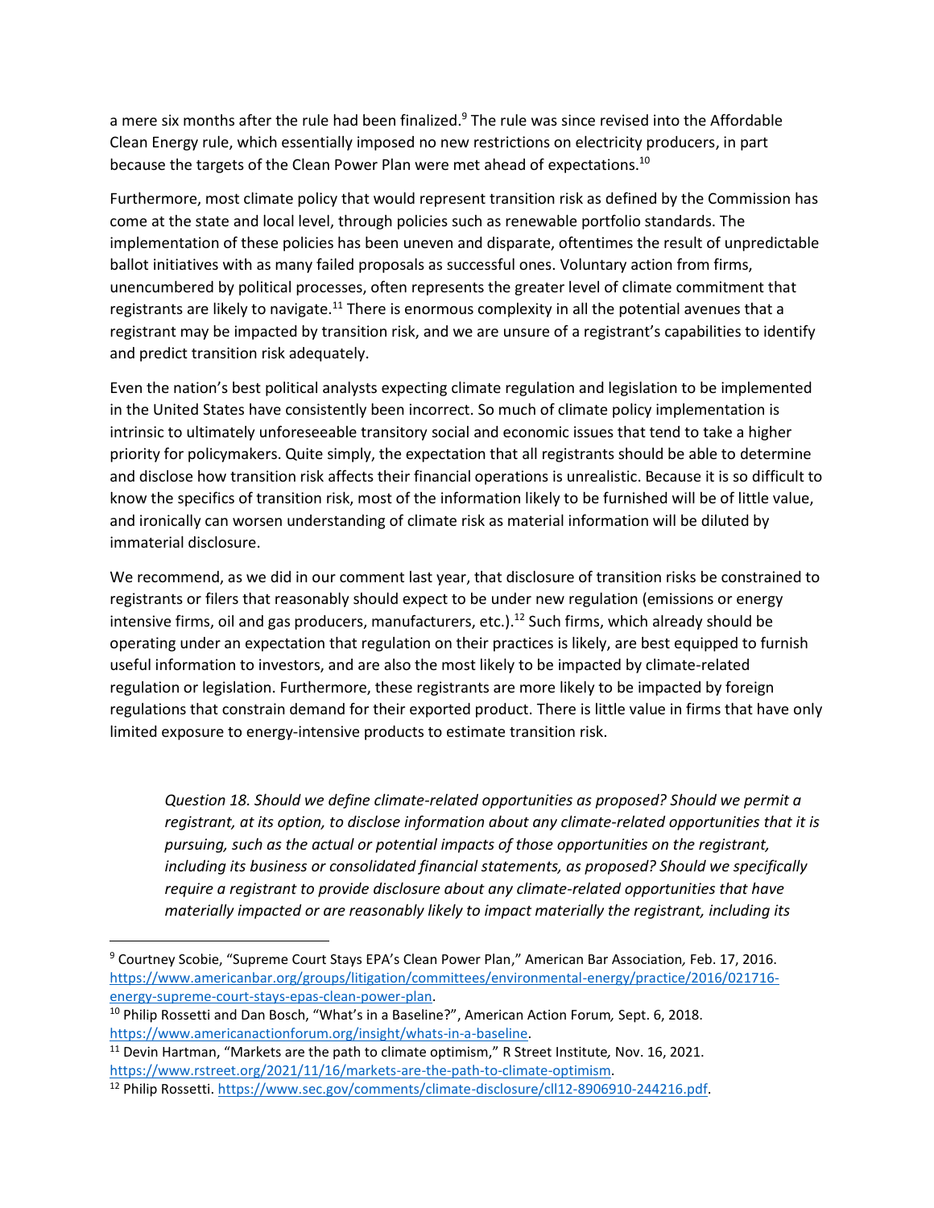a mere six months after the rule had been finalized.[9] The rule was since revised into the Affordable Clean Energy rule, which essentially imposed no new restrictions on electricity producers, in part because the targets of the Clean Power Plan were met ahead of expectations.[10]

Furthermore, most climate policy that would represent transition risk as defined by the Commission has come at the state and local level, through policies such as renewable portfolio standards. The implementation of these policies has been uneven and disparate, oftentimes the result of unpredictable ballot initiatives with as many failed proposals as successful ones. Voluntary action from firms, unencumbered by political processes, often represents the greater level of climate commitment that registrants are likely to navigate.[11] There is enormous complexity in all the potential avenues that a registrant may be impacted by transition risk, and we are unsure of a registrant's capabilities to identify and predict transition risk adequately.

Even the nation's best political analysts expecting climate regulation and legislation to be implemented in the United States have consistently been incorrect. So much of climate policy implementation is intrinsic to ultimately unforeseeable transitory social and economic issues that tend to take a higher priority for policymakers. Quite simply, the expectation that all registrants should be able to determine and disclose how transition risk affects their financial operations is unrealistic. Because it is so difficult to know the specifics of transition risk, most of the information likely to be furnished will be of little value, and ironically can worsen understanding of climate risk as material information will be diluted by immaterial disclosure.

We recommend, as we did in our comment last year, that disclosure of transition risks be constrained to registrants or filers that reasonably should expect to be under new regulation (emissions or energy intensive firms, oil and gas producers, manufacturers, etc.).[12] Such firms, which already should be operating under an expectation that regulation on their practices is likely, are best equipped to furnish useful information to investors, and are also the most likely to be impacted by climate-related regulation or legislation. Furthermore, these registrants are more likely to be impacted by foreign regulations that constrain demand for their exported product. There is little value in firms that have only limited exposure to energy-intensive products to estimate transition risk.

> *Question 18. Should we define climate-related opportunities as proposed? Should we permit a registrant, at its option, to disclose information about any climate-related opportunities that it is pursuing, such as the actual or potential impacts of those opportunities on the registrant, including its business or consolidated financial statements, as proposed? Should we specifically require a registrant to provide disclosure about any climate-related opportunities that have materially impacted or are reasonably likely to impact materially the registrant, including its*

---

[9] Courtney Scobie, "Supreme Court Stays EPA's Clean Power Plan," American Bar Association*,* Feb. 17, 2016. https://www.americanbar.org/groups/litigation/committees/environmental-energy/practice/2016/021716-energy-supreme-court-stays-epas-clean-power-plan.

[10] Philip Rossetti and Dan Bosch, "What's in a Baseline?", American Action Forum*,* Sept. 6, 2018. https://www.americanactionforum.org/insight/whats-in-a-baseline.

[11] Devin Hartman, "Markets are the path to climate optimism," R Street Institute*,* Nov. 16, 2021. https://www.rstreet.org/2021/11/16/markets-are-the-path-to-climate-optimism.

[12] Philip Rossetti. https://www.sec.gov/comments/climate-disclosure/cll12-8906910-244216.pdf.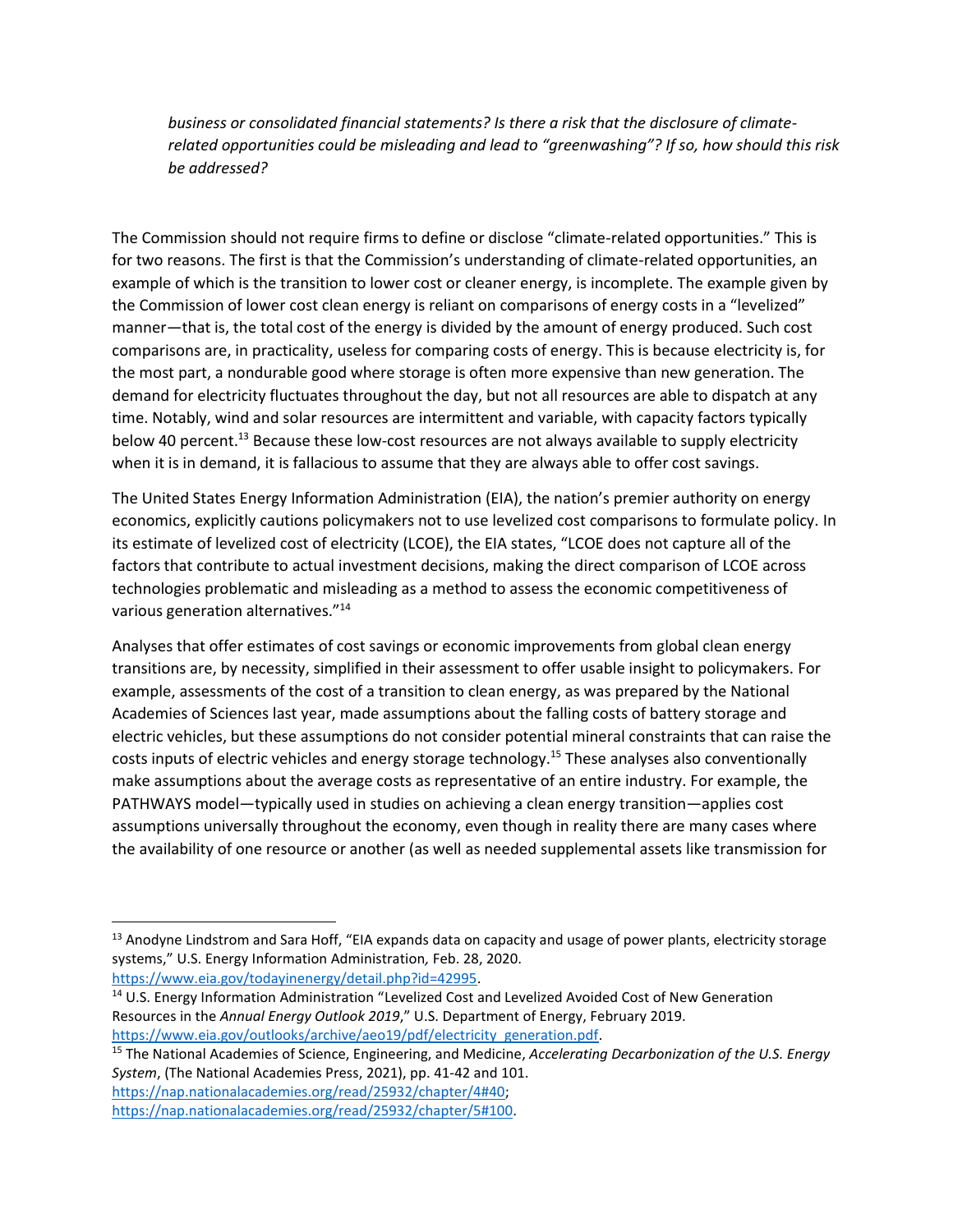*business or consolidated financial statements? Is there a risk that the disclosure of climate-related opportunities could be misleading and lead to "greenwashing"? If so, how should this risk be addressed?*

The Commission should not require firms to define or disclose "climate-related opportunities." This is for two reasons. The first is that the Commission's understanding of climate-related opportunities, an example of which is the transition to lower cost or cleaner energy, is incomplete. The example given by the Commission of lower cost clean energy is reliant on comparisons of energy costs in a "levelized" manner—that is, the total cost of the energy is divided by the amount of energy produced. Such cost comparisons are, in practicality, useless for comparing costs of energy. This is because electricity is, for the most part, a nondurable good where storage is often more expensive than new generation. The demand for electricity fluctuates throughout the day, but not all resources are able to dispatch at any time. Notably, wind and solar resources are intermittent and variable, with capacity factors typically below 40 percent.[13] Because these low-cost resources are not always available to supply electricity when it is in demand, it is fallacious to assume that they are always able to offer cost savings.

The United States Energy Information Administration (EIA), the nation's premier authority on energy economics, explicitly cautions policymakers not to use levelized cost comparisons to formulate policy. In its estimate of levelized cost of electricity (LCOE), the EIA states, "LCOE does not capture all of the factors that contribute to actual investment decisions, making the direct comparison of LCOE across technologies problematic and misleading as a method to assess the economic competitiveness of various generation alternatives."[14]

Analyses that offer estimates of cost savings or economic improvements from global clean energy transitions are, by necessity, simplified in their assessment to offer usable insight to policymakers. For example, assessments of the cost of a transition to clean energy, as was prepared by the National Academies of Sciences last year, made assumptions about the falling costs of battery storage and electric vehicles, but these assumptions do not consider potential mineral constraints that can raise the costs inputs of electric vehicles and energy storage technology.[15] These analyses also conventionally make assumptions about the average costs as representative of an entire industry. For example, the PATHWAYS model—typically used in studies on achieving a clean energy transition—applies cost assumptions universally throughout the economy, even though in reality there are many cases where the availability of one resource or another (as well as needed supplemental assets like transmission for

---

[13] Anodyne Lindstrom and Sara Hoff, "EIA expands data on capacity and usage of power plants, electricity storage systems," U.S. Energy Information Administration, Feb. 28, 2020. https://www.eia.gov/todayinenergy/detail.php?id=42995.

[14] U.S. Energy Information Administration "Levelized Cost and Levelized Avoided Cost of New Generation Resources in the *Annual Energy Outlook 2019*," U.S. Department of Energy, February 2019. https://www.eia.gov/outlooks/archive/aeo19/pdf/electricity_generation.pdf.

[15] The National Academies of Science, Engineering, and Medicine, *Accelerating Decarbonization of the U.S. Energy System*, (The National Academies Press, 2021), pp. 41-42 and 101. https://nap.nationalacademies.org/read/25932/chapter/4#40; https://nap.nationalacademies.org/read/25932/chapter/5#100.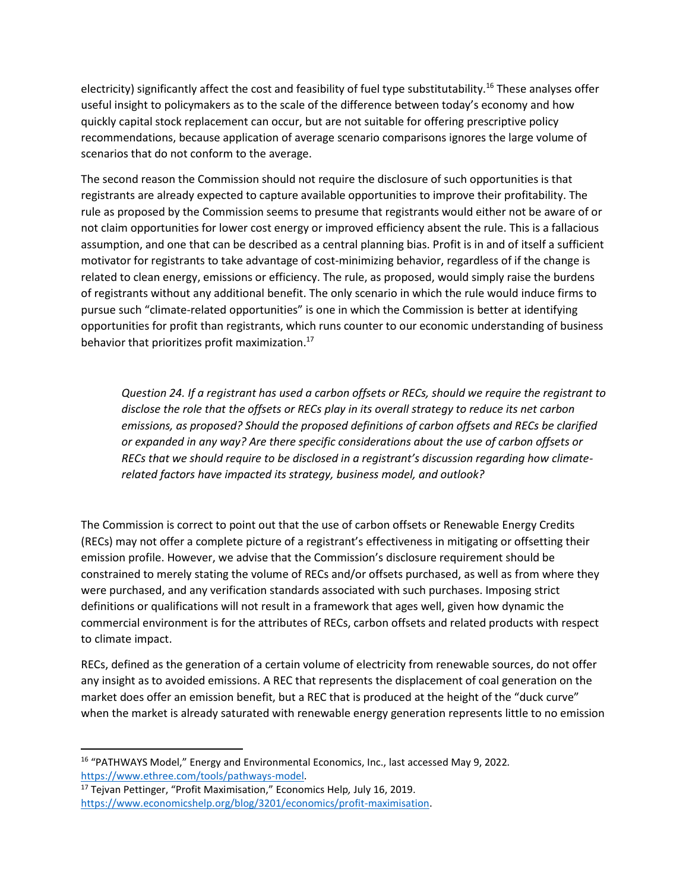electricity) significantly affect the cost and feasibility of fuel type substitutability.[16] These analyses offer useful insight to policymakers as to the scale of the difference between today's economy and how quickly capital stock replacement can occur, but are not suitable for offering prescriptive policy recommendations, because application of average scenario comparisons ignores the large volume of scenarios that do not conform to the average.

The second reason the Commission should not require the disclosure of such opportunities is that registrants are already expected to capture available opportunities to improve their profitability. The rule as proposed by the Commission seems to presume that registrants would either not be aware of or not claim opportunities for lower cost energy or improved efficiency absent the rule. This is a fallacious assumption, and one that can be described as a central planning bias. Profit is in and of itself a sufficient motivator for registrants to take advantage of cost-minimizing behavior, regardless of if the change is related to clean energy, emissions or efficiency. The rule, as proposed, would simply raise the burdens of registrants without any additional benefit. The only scenario in which the rule would induce firms to pursue such "climate-related opportunities" is one in which the Commission is better at identifying opportunities for profit than registrants, which runs counter to our economic understanding of business behavior that prioritizes profit maximization.[17]

> *Question 24. If a registrant has used a carbon offsets or RECs, should we require the registrant to disclose the role that the offsets or RECs play in its overall strategy to reduce its net carbon emissions, as proposed? Should the proposed definitions of carbon offsets and RECs be clarified or expanded in any way? Are there specific considerations about the use of carbon offsets or RECs that we should require to be disclosed in a registrant's discussion regarding how climate-related factors have impacted its strategy, business model, and outlook?*

The Commission is correct to point out that the use of carbon offsets or Renewable Energy Credits (RECs) may not offer a complete picture of a registrant's effectiveness in mitigating or offsetting their emission profile. However, we advise that the Commission's disclosure requirement should be constrained to merely stating the volume of RECs and/or offsets purchased, as well as from where they were purchased, and any verification standards associated with such purchases. Imposing strict definitions or qualifications will not result in a framework that ages well, given how dynamic the commercial environment is for the attributes of RECs, carbon offsets and related products with respect to climate impact.

RECs, defined as the generation of a certain volume of electricity from renewable sources, do not offer any insight as to avoided emissions. A REC that represents the displacement of coal generation on the market does offer an emission benefit, but a REC that is produced at the height of the "duck curve" when the market is already saturated with renewable energy generation represents little to no emission

---

[16] "PATHWAYS Model," Energy and Environmental Economics, Inc., last accessed May 9, 2022. https://www.ethree.com/tools/pathways-model.

[17] Tejvan Pettinger, "Profit Maximisation," Economics Help, July 16, 2019. https://www.economicshelp.org/blog/3201/economics/profit-maximisation.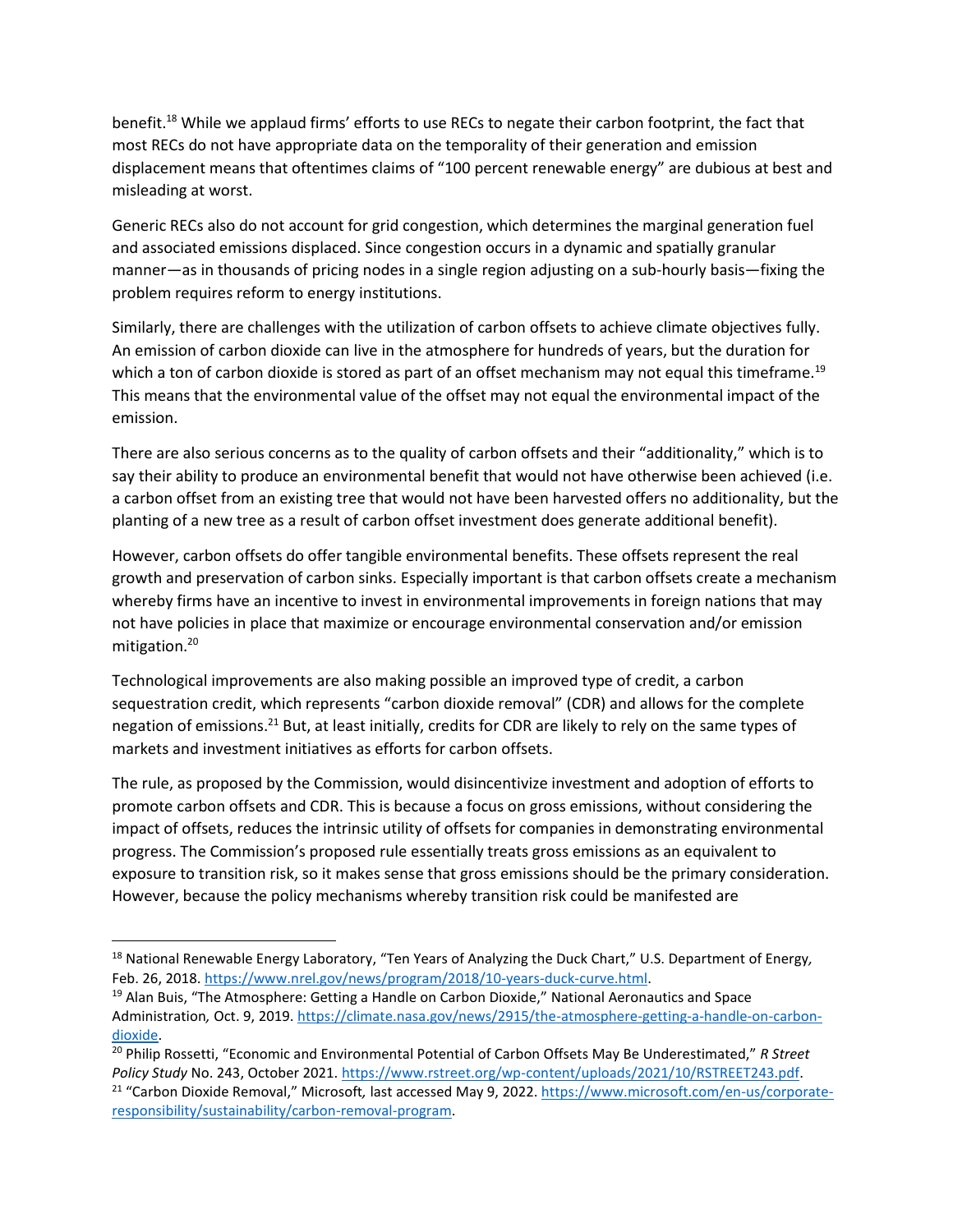benefit.[18] While we applaud firms' efforts to use RECs to negate their carbon footprint, the fact that most RECs do not have appropriate data on the temporality of their generation and emission displacement means that oftentimes claims of "100 percent renewable energy" are dubious at best and misleading at worst.

Generic RECs also do not account for grid congestion, which determines the marginal generation fuel and associated emissions displaced. Since congestion occurs in a dynamic and spatially granular manner—as in thousands of pricing nodes in a single region adjusting on a sub-hourly basis—fixing the problem requires reform to energy institutions.

Similarly, there are challenges with the utilization of carbon offsets to achieve climate objectives fully. An emission of carbon dioxide can live in the atmosphere for hundreds of years, but the duration for which a ton of carbon dioxide is stored as part of an offset mechanism may not equal this timeframe.[19] This means that the environmental value of the offset may not equal the environmental impact of the emission.

There are also serious concerns as to the quality of carbon offsets and their "additionality," which is to say their ability to produce an environmental benefit that would not have otherwise been achieved (i.e. a carbon offset from an existing tree that would not have been harvested offers no additionality, but the planting of a new tree as a result of carbon offset investment does generate additional benefit).

However, carbon offsets do offer tangible environmental benefits. These offsets represent the real growth and preservation of carbon sinks. Especially important is that carbon offsets create a mechanism whereby firms have an incentive to invest in environmental improvements in foreign nations that may not have policies in place that maximize or encourage environmental conservation and/or emission mitigation.[20]

Technological improvements are also making possible an improved type of credit, a carbon sequestration credit, which represents "carbon dioxide removal" (CDR) and allows for the complete negation of emissions.[21] But, at least initially, credits for CDR are likely to rely on the same types of markets and investment initiatives as efforts for carbon offsets.

The rule, as proposed by the Commission, would disincentivize investment and adoption of efforts to promote carbon offsets and CDR. This is because a focus on gross emissions, without considering the impact of offsets, reduces the intrinsic utility of offsets for companies in demonstrating environmental progress. The Commission's proposed rule essentially treats gross emissions as an equivalent to exposure to transition risk, so it makes sense that gross emissions should be the primary consideration. However, because the policy mechanisms whereby transition risk could be manifested are

---

[18] National Renewable Energy Laboratory, "Ten Years of Analyzing the Duck Chart," U.S. Department of Energy, Feb. 26, 2018. https://www.nrel.gov/news/program/2018/10-years-duck-curve.html.

[19] Alan Buis, "The Atmosphere: Getting a Handle on Carbon Dioxide," National Aeronautics and Space Administration, Oct. 9, 2019. https://climate.nasa.gov/news/2915/the-atmosphere-getting-a-handle-on-carbon-dioxide.

[20] Philip Rossetti, "Economic and Environmental Potential of Carbon Offsets May Be Underestimated," *R Street Policy Study* No. 243, October 2021. https://www.rstreet.org/wp-content/uploads/2021/10/RSTREET243.pdf.

[21] "Carbon Dioxide Removal," Microsoft, last accessed May 9, 2022. https://www.microsoft.com/en-us/corporate-responsibility/sustainability/carbon-removal-program.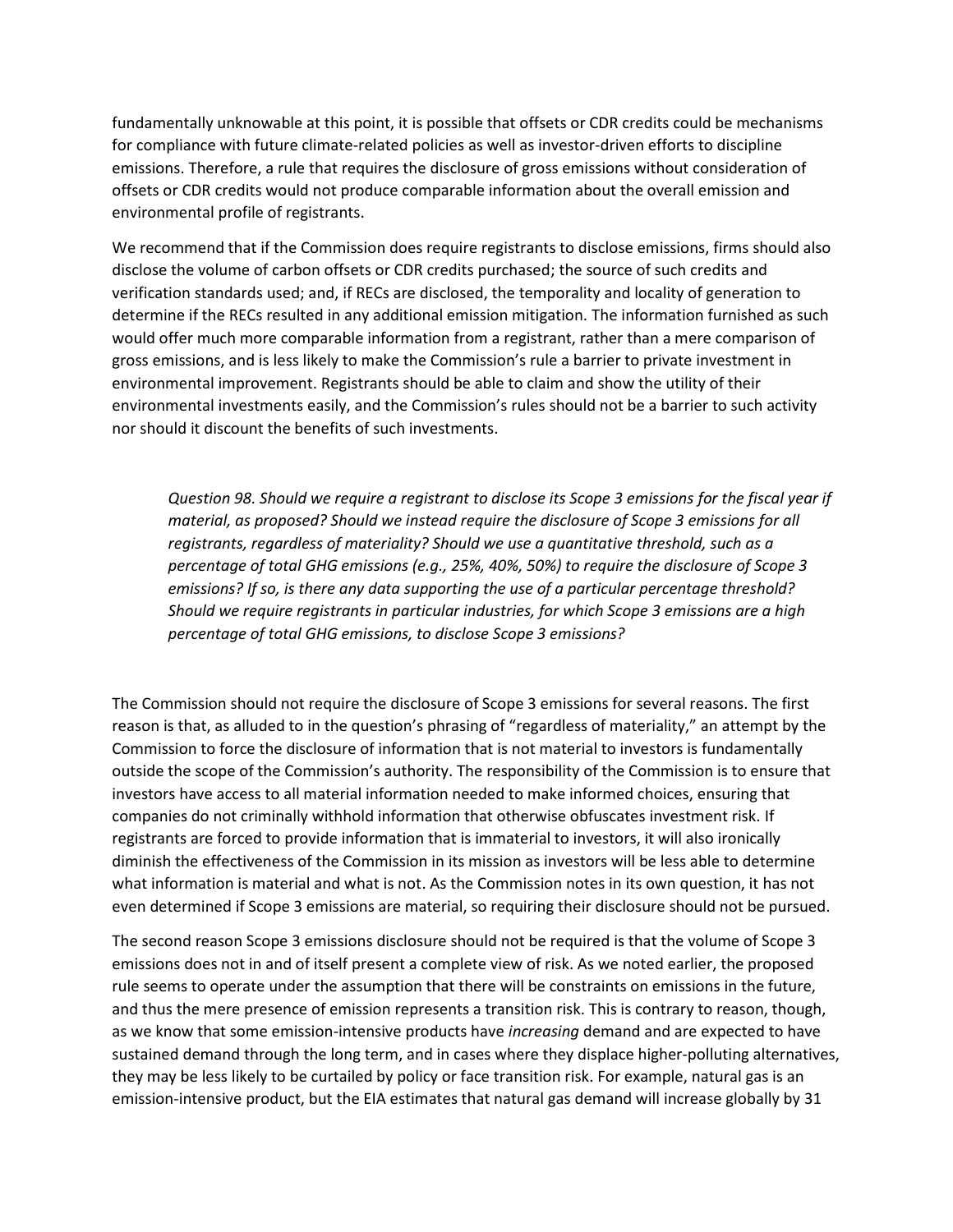fundamentally unknowable at this point, it is possible that offsets or CDR credits could be mechanisms for compliance with future climate-related policies as well as investor-driven efforts to discipline emissions. Therefore, a rule that requires the disclosure of gross emissions without consideration of offsets or CDR credits would not produce comparable information about the overall emission and environmental profile of registrants.

We recommend that if the Commission does require registrants to disclose emissions, firms should also disclose the volume of carbon offsets or CDR credits purchased; the source of such credits and verification standards used; and, if RECs are disclosed, the temporality and locality of generation to determine if the RECs resulted in any additional emission mitigation. The information furnished as such would offer much more comparable information from a registrant, rather than a mere comparison of gross emissions, and is less likely to make the Commission's rule a barrier to private investment in environmental improvement. Registrants should be able to claim and show the utility of their environmental investments easily, and the Commission's rules should not be a barrier to such activity nor should it discount the benefits of such investments.

> *Question 98. Should we require a registrant to disclose its Scope 3 emissions for the fiscal year if material, as proposed? Should we instead require the disclosure of Scope 3 emissions for all registrants, regardless of materiality? Should we use a quantitative threshold, such as a percentage of total GHG emissions (e.g., 25%, 40%, 50%) to require the disclosure of Scope 3 emissions? If so, is there any data supporting the use of a particular percentage threshold? Should we require registrants in particular industries, for which Scope 3 emissions are a high percentage of total GHG emissions, to disclose Scope 3 emissions?*

The Commission should not require the disclosure of Scope 3 emissions for several reasons. The first reason is that, as alluded to in the question's phrasing of "regardless of materiality," an attempt by the Commission to force the disclosure of information that is not material to investors is fundamentally outside the scope of the Commission's authority. The responsibility of the Commission is to ensure that investors have access to all material information needed to make informed choices, ensuring that companies do not criminally withhold information that otherwise obfuscates investment risk. If registrants are forced to provide information that is immaterial to investors, it will also ironically diminish the effectiveness of the Commission in its mission as investors will be less able to determine what information is material and what is not. As the Commission notes in its own question, it has not even determined if Scope 3 emissions are material, so requiring their disclosure should not be pursued.

The second reason Scope 3 emissions disclosure should not be required is that the volume of Scope 3 emissions does not in and of itself present a complete view of risk. As we noted earlier, the proposed rule seems to operate under the assumption that there will be constraints on emissions in the future, and thus the mere presence of emission represents a transition risk. This is contrary to reason, though, as we know that some emission-intensive products have *increasing* demand and are expected to have sustained demand through the long term, and in cases where they displace higher-polluting alternatives, they may be less likely to be curtailed by policy or face transition risk. For example, natural gas is an emission-intensive product, but the EIA estimates that natural gas demand will increase globally by 31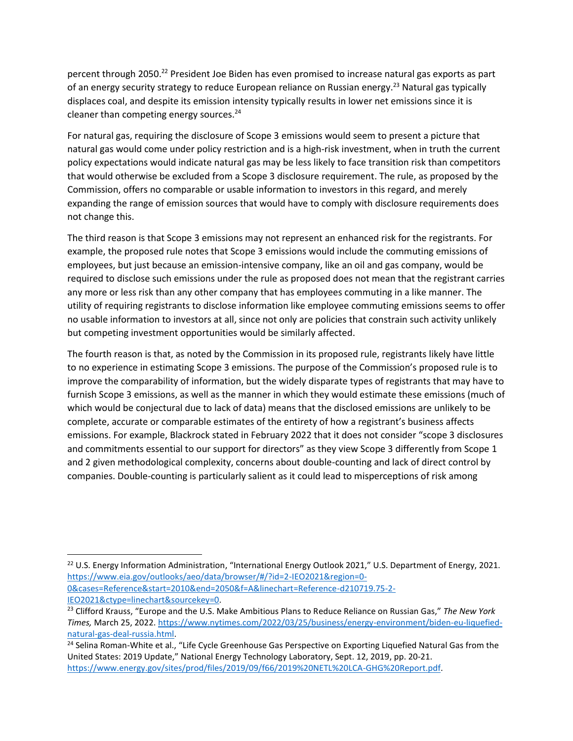percent through 2050.[22] President Joe Biden has even promised to increase natural gas exports as part of an energy security strategy to reduce European reliance on Russian energy.[23] Natural gas typically displaces coal, and despite its emission intensity typically results in lower net emissions since it is cleaner than competing energy sources.[24]

For natural gas, requiring the disclosure of Scope 3 emissions would seem to present a picture that natural gas would come under policy restriction and is a high-risk investment, when in truth the current policy expectations would indicate natural gas may be less likely to face transition risk than competitors that would otherwise be excluded from a Scope 3 disclosure requirement. The rule, as proposed by the Commission, offers no comparable or usable information to investors in this regard, and merely expanding the range of emission sources that would have to comply with disclosure requirements does not change this.

The third reason is that Scope 3 emissions may not represent an enhanced risk for the registrants. For example, the proposed rule notes that Scope 3 emissions would include the commuting emissions of employees, but just because an emission-intensive company, like an oil and gas company, would be required to disclose such emissions under the rule as proposed does not mean that the registrant carries any more or less risk than any other company that has employees commuting in a like manner. The utility of requiring registrants to disclose information like employee commuting emissions seems to offer no usable information to investors at all, since not only are policies that constrain such activity unlikely but competing investment opportunities would be similarly affected.

The fourth reason is that, as noted by the Commission in its proposed rule, registrants likely have little to no experience in estimating Scope 3 emissions. The purpose of the Commission's proposed rule is to improve the comparability of information, but the widely disparate types of registrants that may have to furnish Scope 3 emissions, as well as the manner in which they would estimate these emissions (much of which would be conjectural due to lack of data) means that the disclosed emissions are unlikely to be complete, accurate or comparable estimates of the entirety of how a registrant's business affects emissions. For example, Blackrock stated in February 2022 that it does not consider "scope 3 disclosures and commitments essential to our support for directors" as they view Scope 3 differently from Scope 1 and 2 given methodological complexity, concerns about double-counting and lack of direct control by companies. Double-counting is particularly salient as it could lead to misperceptions of risk among

---

[22] U.S. Energy Information Administration, "International Energy Outlook 2021," U.S. Department of Energy, 2021. https://www.eia.gov/outlooks/aeo/data/browser/#/?id=2-IEO2021&region=0-0&cases=Reference&start=2010&end=2050&f=A&linechart=Reference-d210719.75-2-IEO2021&ctype=linechart&sourcekey=0.

[23] Clifford Krauss, "Europe and the U.S. Make Ambitious Plans to Reduce Reliance on Russian Gas," *The New York Times,* March 25, 2022. https://www.nytimes.com/2022/03/25/business/energy-environment/biden-eu-liquefied-natural-gas-deal-russia.html.

[24] Selina Roman-White et al., "Life Cycle Greenhouse Gas Perspective on Exporting Liquefied Natural Gas from the United States: 2019 Update," National Energy Technology Laboratory, Sept. 12, 2019, pp. 20-21. https://www.energy.gov/sites/prod/files/2019/09/f66/2019%20NETL%20LCA-GHG%20Report.pdf.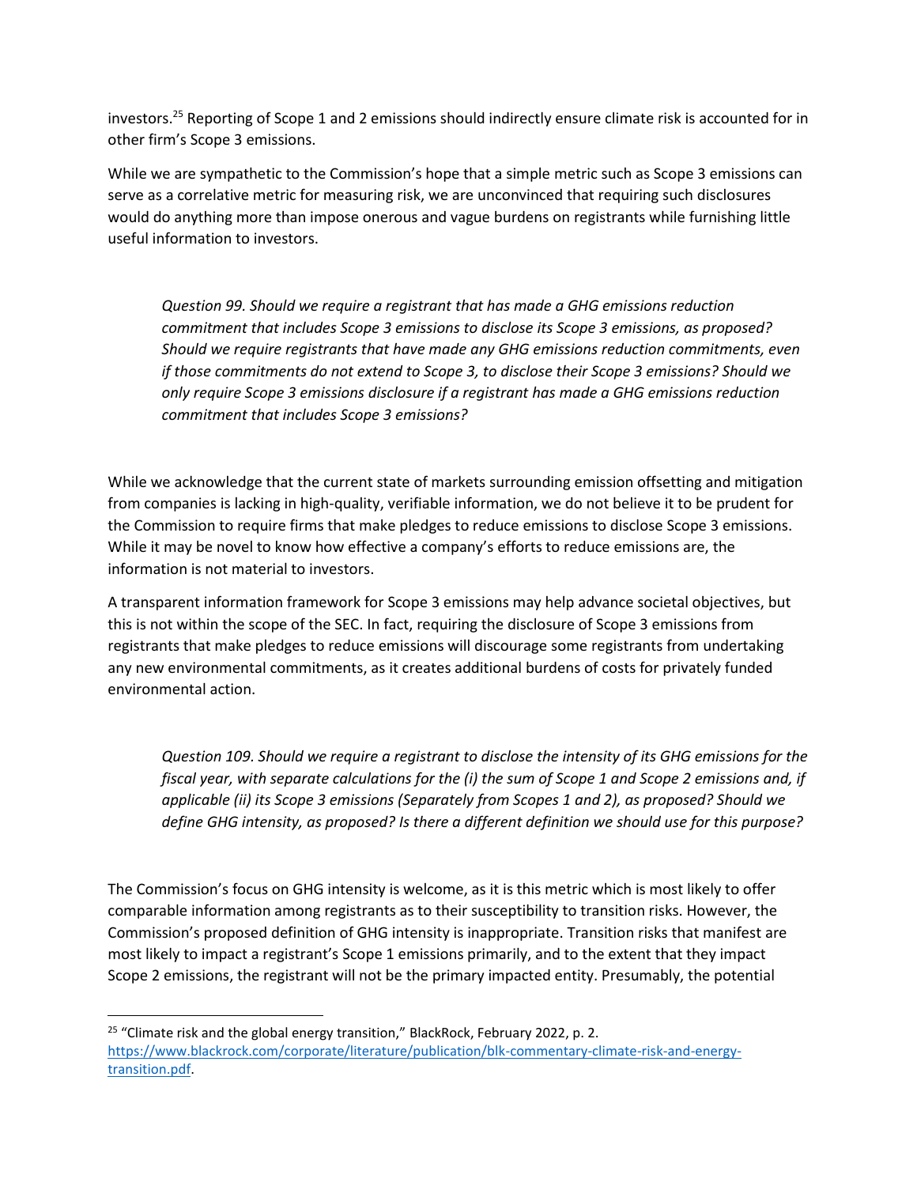investors.[25] Reporting of Scope 1 and 2 emissions should indirectly ensure climate risk is accounted for in other firm's Scope 3 emissions.

While we are sympathetic to the Commission's hope that a simple metric such as Scope 3 emissions can serve as a correlative metric for measuring risk, we are unconvinced that requiring such disclosures would do anything more than impose onerous and vague burdens on registrants while furnishing little useful information to investors.

> *Question 99. Should we require a registrant that has made a GHG emissions reduction commitment that includes Scope 3 emissions to disclose its Scope 3 emissions, as proposed? Should we require registrants that have made any GHG emissions reduction commitments, even if those commitments do not extend to Scope 3, to disclose their Scope 3 emissions? Should we only require Scope 3 emissions disclosure if a registrant has made a GHG emissions reduction commitment that includes Scope 3 emissions?*

While we acknowledge that the current state of markets surrounding emission offsetting and mitigation from companies is lacking in high-quality, verifiable information, we do not believe it to be prudent for the Commission to require firms that make pledges to reduce emissions to disclose Scope 3 emissions. While it may be novel to know how effective a company's efforts to reduce emissions are, the information is not material to investors.

A transparent information framework for Scope 3 emissions may help advance societal objectives, but this is not within the scope of the SEC. In fact, requiring the disclosure of Scope 3 emissions from registrants that make pledges to reduce emissions will discourage some registrants from undertaking any new environmental commitments, as it creates additional burdens of costs for privately funded environmental action.

> *Question 109. Should we require a registrant to disclose the intensity of its GHG emissions for the fiscal year, with separate calculations for the (i) the sum of Scope 1 and Scope 2 emissions and, if applicable (ii) its Scope 3 emissions (Separately from Scopes 1 and 2), as proposed? Should we define GHG intensity, as proposed? Is there a different definition we should use for this purpose?*

The Commission's focus on GHG intensity is welcome, as it is this metric which is most likely to offer comparable information among registrants as to their susceptibility to transition risks. However, the Commission's proposed definition of GHG intensity is inappropriate. Transition risks that manifest are most likely to impact a registrant's Scope 1 emissions primarily, and to the extent that they impact Scope 2 emissions, the registrant will not be the primary impacted entity. Presumably, the potential

---

[25] "Climate risk and the global energy transition," BlackRock, February 2022, p. 2. https://www.blackrock.com/corporate/literature/publication/blk-commentary-climate-risk-and-energy-transition.pdf.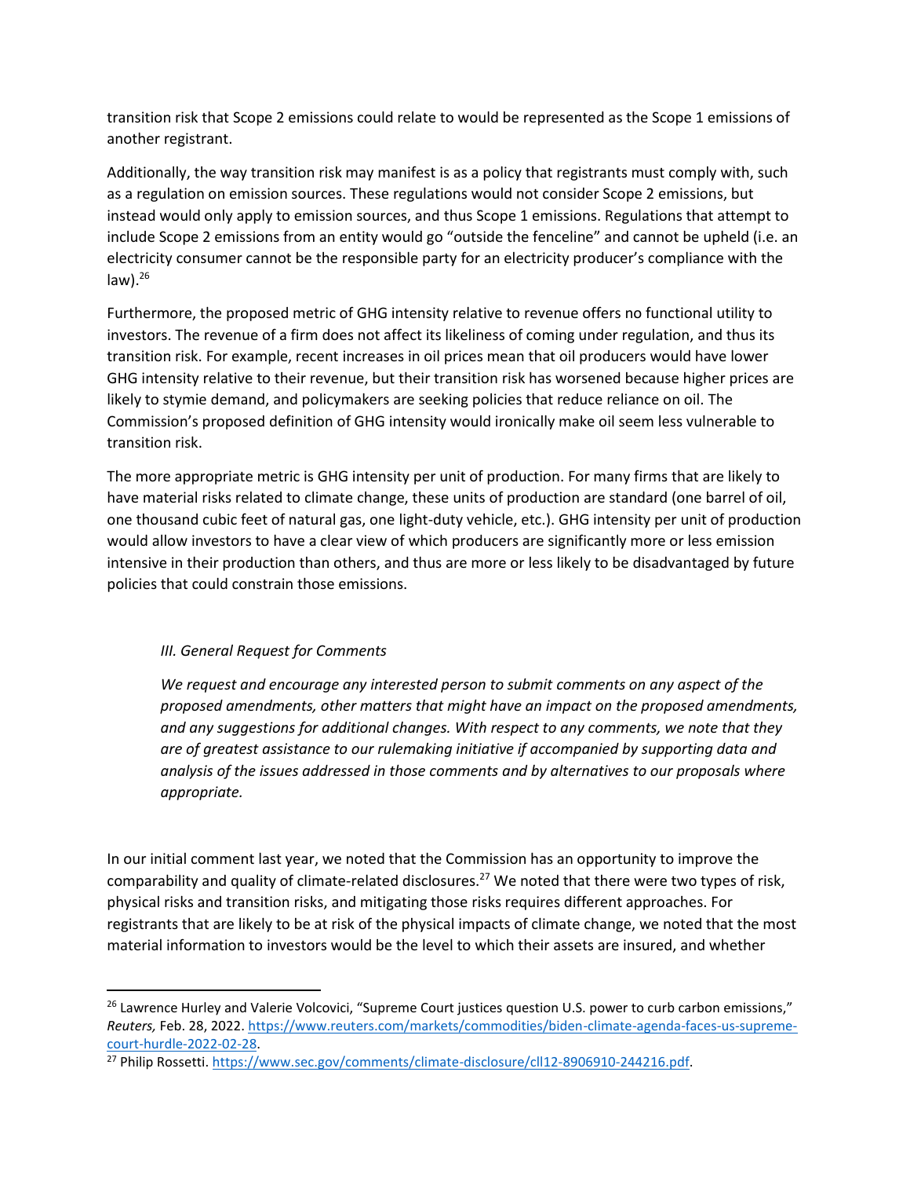transition risk that Scope 2 emissions could relate to would be represented as the Scope 1 emissions of another registrant.

Additionally, the way transition risk may manifest is as a policy that registrants must comply with, such as a regulation on emission sources. These regulations would not consider Scope 2 emissions, but instead would only apply to emission sources, and thus Scope 1 emissions. Regulations that attempt to include Scope 2 emissions from an entity would go "outside the fenceline" and cannot be upheld (i.e. an electricity consumer cannot be the responsible party for an electricity producer's compliance with the law).[26]

Furthermore, the proposed metric of GHG intensity relative to revenue offers no functional utility to investors. The revenue of a firm does not affect its likeliness of coming under regulation, and thus its transition risk. For example, recent increases in oil prices mean that oil producers would have lower GHG intensity relative to their revenue, but their transition risk has worsened because higher prices are likely to stymie demand, and policymakers are seeking policies that reduce reliance on oil. The Commission's proposed definition of GHG intensity would ironically make oil seem less vulnerable to transition risk.

The more appropriate metric is GHG intensity per unit of production. For many firms that are likely to have material risks related to climate change, these units of production are standard (one barrel of oil, one thousand cubic feet of natural gas, one light-duty vehicle, etc.). GHG intensity per unit of production would allow investors to have a clear view of which producers are significantly more or less emission intensive in their production than others, and thus are more or less likely to be disadvantaged by future policies that could constrain those emissions.

> *III. General Request for Comments*
>
> *We request and encourage any interested person to submit comments on any aspect of the proposed amendments, other matters that might have an impact on the proposed amendments, and any suggestions for additional changes. With respect to any comments, we note that they are of greatest assistance to our rulemaking initiative if accompanied by supporting data and analysis of the issues addressed in those comments and by alternatives to our proposals where appropriate.*

In our initial comment last year, we noted that the Commission has an opportunity to improve the comparability and quality of climate-related disclosures.[27] We noted that there were two types of risk, physical risks and transition risks, and mitigating those risks requires different approaches. For registrants that are likely to be at risk of the physical impacts of climate change, we noted that the most material information to investors would be the level to which their assets are insured, and whether

---

[26] Lawrence Hurley and Valerie Volcovici, "Supreme Court justices question U.S. power to curb carbon emissions," *Reuters,* Feb. 28, 2022. https://www.reuters.com/markets/commodities/biden-climate-agenda-faces-us-supreme-court-hurdle-2022-02-28.

[27] Philip Rossetti. https://www.sec.gov/comments/climate-disclosure/cll12-8906910-244216.pdf.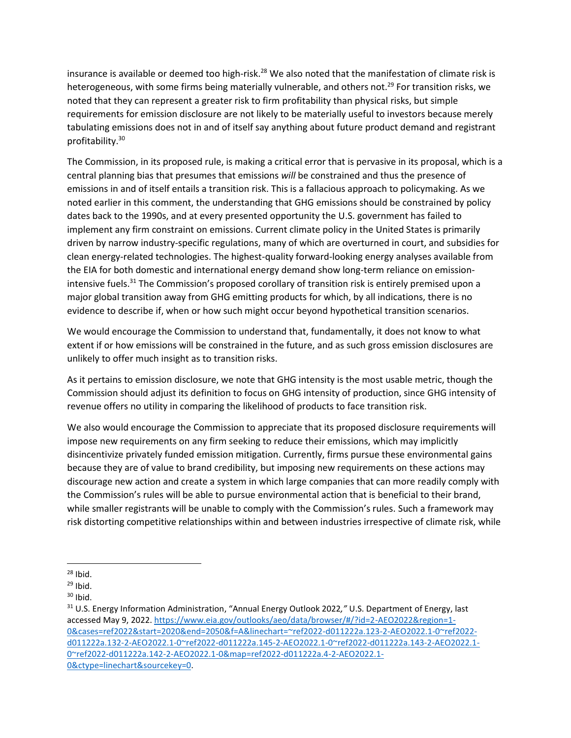insurance is available or deemed too high-risk.[28] We also noted that the manifestation of climate risk is heterogeneous, with some firms being materially vulnerable, and others not.[29] For transition risks, we noted that they can represent a greater risk to firm profitability than physical risks, but simple requirements for emission disclosure are not likely to be materially useful to investors because merely tabulating emissions does not in and of itself say anything about future product demand and registrant profitability.[30]

The Commission, in its proposed rule, is making a critical error that is pervasive in its proposal, which is a central planning bias that presumes that emissions *will* be constrained and thus the presence of emissions in and of itself entails a transition risk. This is a fallacious approach to policymaking. As we noted earlier in this comment, the understanding that GHG emissions should be constrained by policy dates back to the 1990s, and at every presented opportunity the U.S. government has failed to implement any firm constraint on emissions. Current climate policy in the United States is primarily driven by narrow industry-specific regulations, many of which are overturned in court, and subsidies for clean energy-related technologies. The highest-quality forward-looking energy analyses available from the EIA for both domestic and international energy demand show long-term reliance on emission-intensive fuels.[31] The Commission's proposed corollary of transition risk is entirely premised upon a major global transition away from GHG emitting products for which, by all indications, there is no evidence to describe if, when or how such might occur beyond hypothetical transition scenarios.

We would encourage the Commission to understand that, fundamentally, it does not know to what extent if or how emissions will be constrained in the future, and as such gross emission disclosures are unlikely to offer much insight as to transition risks.

As it pertains to emission disclosure, we note that GHG intensity is the most usable metric, though the Commission should adjust its definition to focus on GHG intensity of production, since GHG intensity of revenue offers no utility in comparing the likelihood of products to face transition risk.

We also would encourage the Commission to appreciate that its proposed disclosure requirements will impose new requirements on any firm seeking to reduce their emissions, which may implicitly disincentivize privately funded emission mitigation. Currently, firms pursue these environmental gains because they are of value to brand credibility, but imposing new requirements on these actions may discourage new action and create a system in which large companies that can more readily comply with the Commission's rules will be able to pursue environmental action that is beneficial to their brand, while smaller registrants will be unable to comply with the Commission's rules. Such a framework may risk distorting competitive relationships within and between industries irrespective of climate risk, while

---

[28] Ibid.

[29] Ibid.

[30] Ibid.

[31] U.S. Energy Information Administration, "Annual Energy Outlook 2022," U.S. Department of Energy, last accessed May 9, 2022. https://www.eia.gov/outlooks/aeo/data/browser/#/?id=2-AEO2022&region=1-0&cases=ref2022&start=2020&end=2050&f=A&linechart=~ref2022-d011222a.123-2-AEO2022.1-0~ref2022-d011222a.132-2-AEO2022.1-0~ref2022-d011222a.145-2-AEO2022.1-0~ref2022-d011222a.143-2-AEO2022.1-0~ref2022-d011222a.142-2-AEO2022.1-0&map=ref2022-d011222a.4-2-AEO2022.1-0&ctype=linechart&sourcekey=0.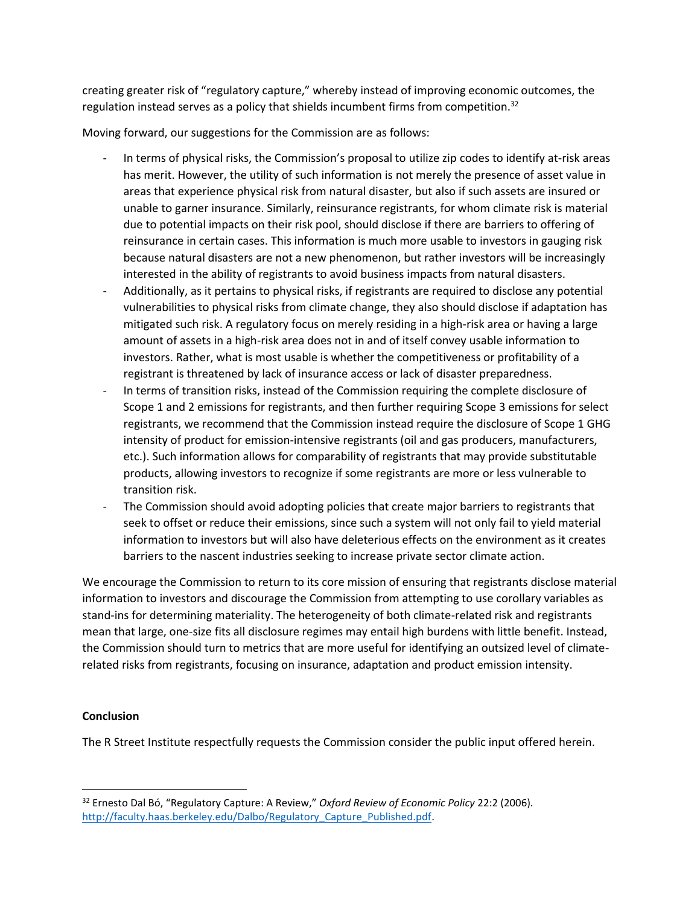creating greater risk of "regulatory capture," whereby instead of improving economic outcomes, the regulation instead serves as a policy that shields incumbent firms from competition.[32]

Moving forward, our suggestions for the Commission are as follows:

- In terms of physical risks, the Commission's proposal to utilize zip codes to identify at-risk areas has merit. However, the utility of such information is not merely the presence of asset value in areas that experience physical risk from natural disaster, but also if such assets are insured or unable to garner insurance. Similarly, reinsurance registrants, for whom climate risk is material due to potential impacts on their risk pool, should disclose if there are barriers to offering of reinsurance in certain cases. This information is much more usable to investors in gauging risk because natural disasters are not a new phenomenon, but rather investors will be increasingly interested in the ability of registrants to avoid business impacts from natural disasters.
- Additionally, as it pertains to physical risks, if registrants are required to disclose any potential vulnerabilities to physical risks from climate change, they also should disclose if adaptation has mitigated such risk. A regulatory focus on merely residing in a high-risk area or having a large amount of assets in a high-risk area does not in and of itself convey usable information to investors. Rather, what is most usable is whether the competitiveness or profitability of a registrant is threatened by lack of insurance access or lack of disaster preparedness.
- In terms of transition risks, instead of the Commission requiring the complete disclosure of Scope 1 and 2 emissions for registrants, and then further requiring Scope 3 emissions for select registrants, we recommend that the Commission instead require the disclosure of Scope 1 GHG intensity of product for emission-intensive registrants (oil and gas producers, manufacturers, etc.). Such information allows for comparability of registrants that may provide substitutable products, allowing investors to recognize if some registrants are more or less vulnerable to transition risk.
- The Commission should avoid adopting policies that create major barriers to registrants that seek to offset or reduce their emissions, since such a system will not only fail to yield material information to investors but will also have deleterious effects on the environment as it creates barriers to the nascent industries seeking to increase private sector climate action.

We encourage the Commission to return to its core mission of ensuring that registrants disclose material information to investors and discourage the Commission from attempting to use corollary variables as stand-ins for determining materiality. The heterogeneity of both climate-related risk and registrants mean that large, one-size fits all disclosure regimes may entail high burdens with little benefit. Instead, the Commission should turn to metrics that are more useful for identifying an outsized level of climate-related risks from registrants, focusing on insurance, adaptation and product emission intensity.

**Conclusion**

The R Street Institute respectfully requests the Commission consider the public input offered herein.

[32] Ernesto Dal Bó, "Regulatory Capture: A Review," *Oxford Review of Economic Policy* 22:2 (2006). http://faculty.haas.berkeley.edu/Dalbo/Regulatory_Capture_Published.pdf.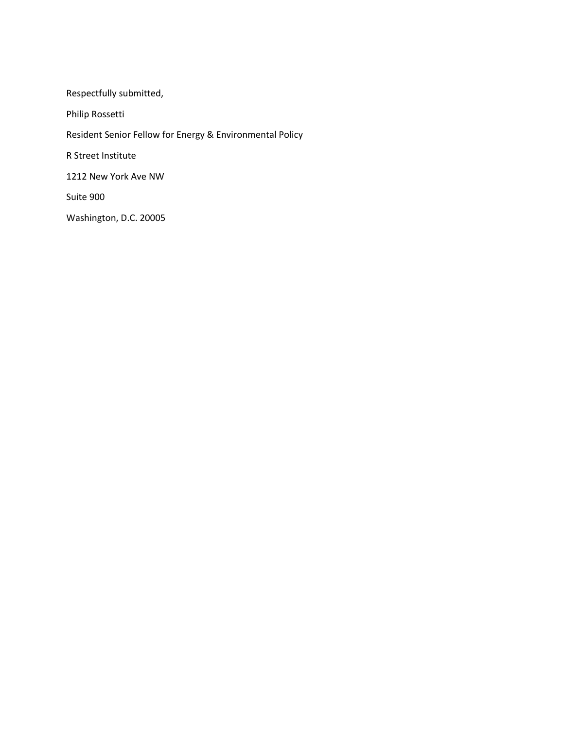Respectfully submitted,

Philip Rossetti

Resident Senior Fellow for Energy & Environmental Policy

R Street Institute

1212 New York Ave NW

Suite 900

Washington, D.C. 20005